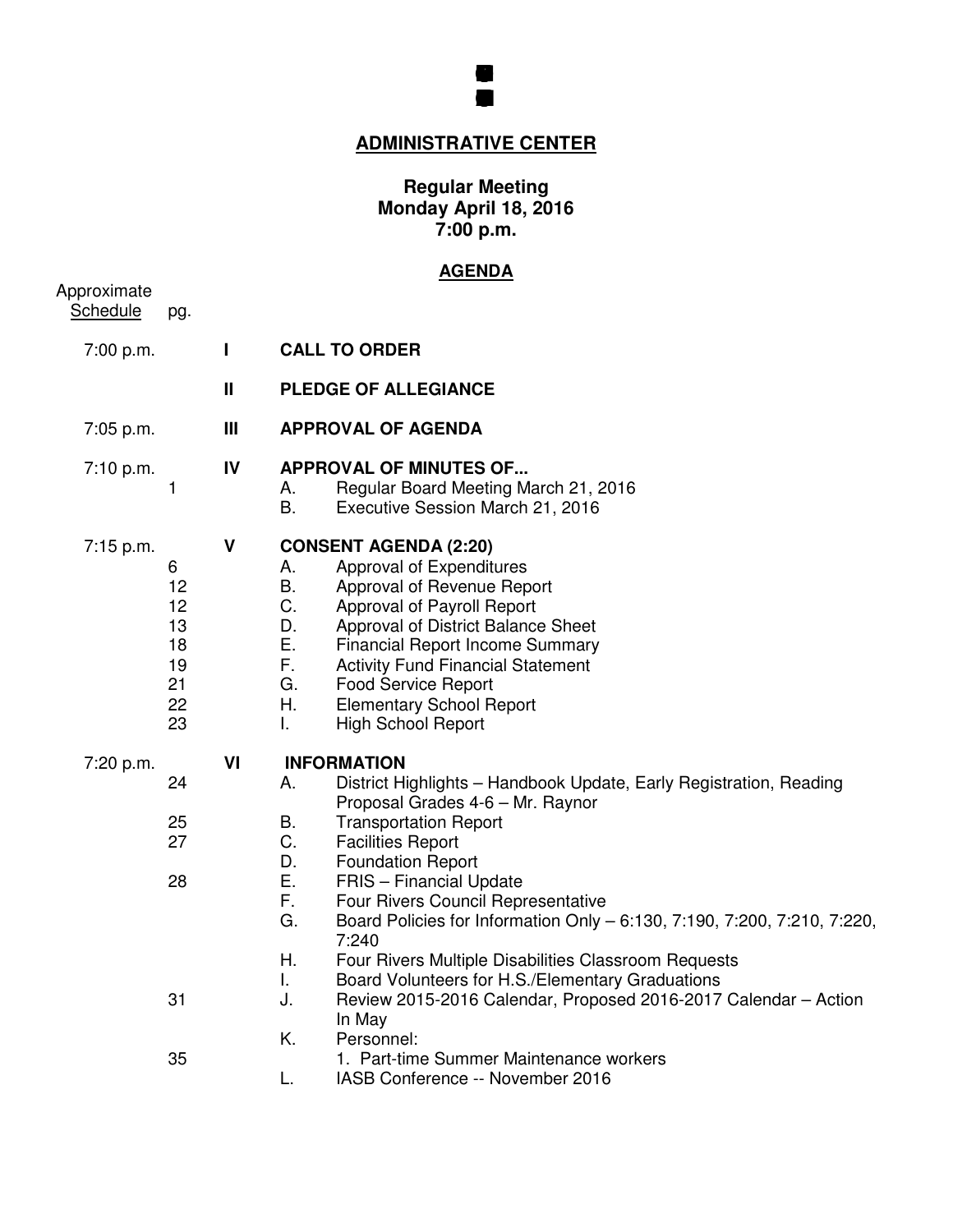## ADMINISTRATIVE CENTER

**Regular Meeting**
**Monday April 18, 2016**
**7:00 p.m.**

## AGENDA

| Approximate Schedule | pg. | | |
|---|---|---|---|
| 7:00 p.m. | | I | **CALL TO ORDER** |
| | | II | **PLEDGE OF ALLEGIANCE** |
| 7:05 p.m. | | III | **APPROVAL OF AGENDA** |
| 7:10 p.m. | | IV | **APPROVAL OF MINUTES OF...** |
| | 1 | | A. Regular Board Meeting March 21, 2016 |
| | | | B. Executive Session March 21, 2016 |
| 7:15 p.m. | | V | **CONSENT AGENDA (2:20)** |
| | 6 | | A. Approval of Expenditures |
| | 12 | | B. Approval of Revenue Report |
| | 12 | | C. Approval of Payroll Report |
| | 13 | | D. Approval of District Balance Sheet |
| | 18 | | E. Financial Report Income Summary |
| | 19 | | F. Activity Fund Financial Statement |
| | 21 | | G. Food Service Report |
| | 22 | | H. Elementary School Report |
| | 23 | | I. High School Report |
| 7:20 p.m. | | VI | **INFORMATION** |
| | 24 | | A. District Highlights – Handbook Update, Early Registration, Reading Proposal Grades 4-6 – Mr. Raynor |
| | 25 | | B. Transportation Report |
| | 27 | | C. Facilities Report |
| | | | D. Foundation Report |
| | 28 | | E. FRIS – Financial Update |
| | | | F. Four Rivers Council Representative |
| | | | G. Board Policies for Information Only – 6:130, 7:190, 7:200, 7:210, 7:220, 7:240 |
| | | | H. Four Rivers Multiple Disabilities Classroom Requests |
| | | | I. Board Volunteers for H.S./Elementary Graduations |
| | 31 | | J. Review 2015-2016 Calendar, Proposed 2016-2017 Calendar – Action In May |
| | | | K. Personnel: |
| | 35 | | 1. Part-time Summer Maintenance workers |
| | | | L. IASB Conference -- November 2016 |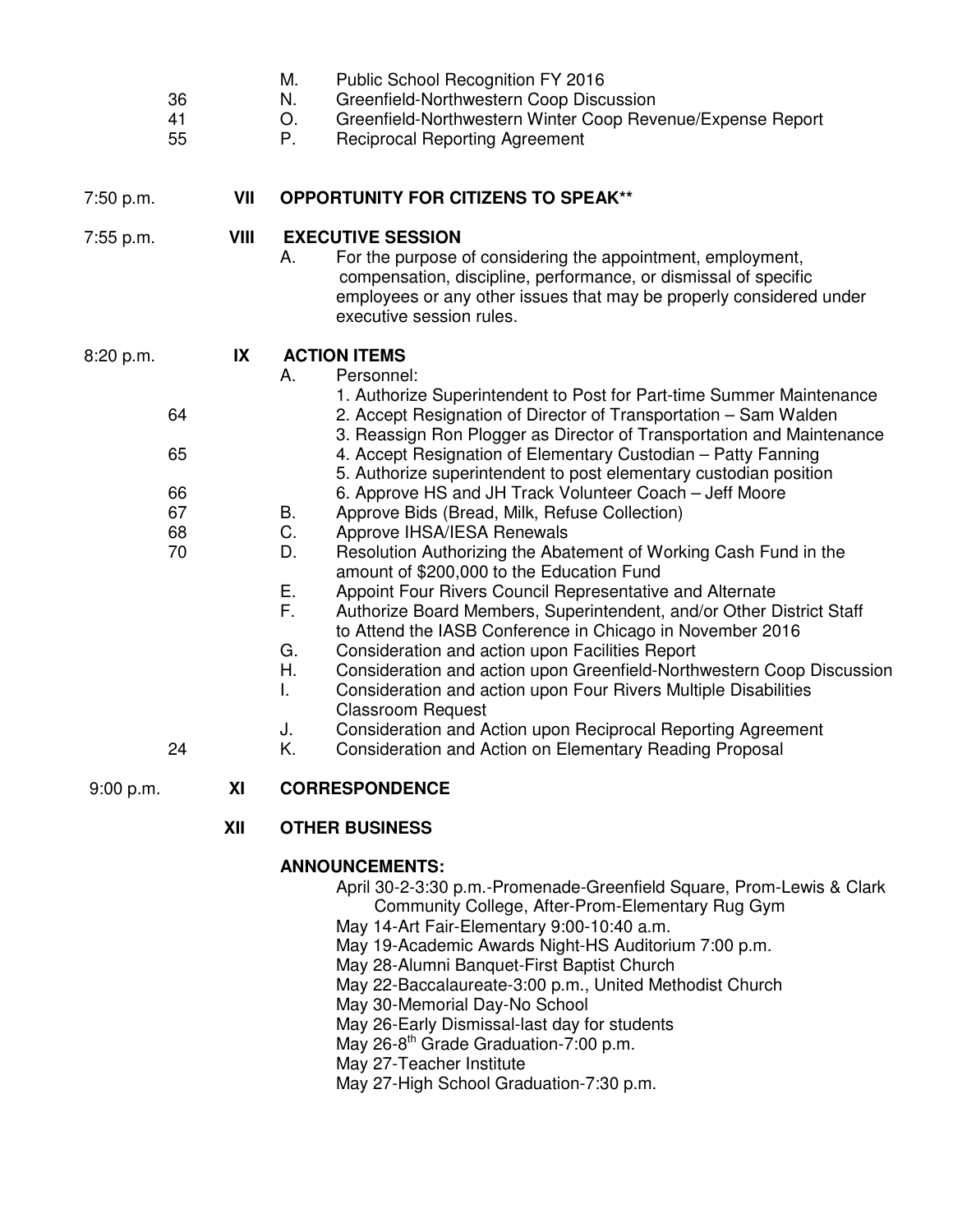| | | | |
|---|---|---|---|
| | | M. | Public School Recognition FY 2016 |
| 36 | | N. | Greenfield-Northwestern Coop Discussion |
| 41 | | O. | Greenfield-Northwestern Winter Coop Revenue/Expense Report |
| 55 | | P. | Reciprocal Reporting Agreement |
| 7:50 p.m. | **VII** | **OPPORTUNITY FOR CITIZENS TO SPEAK**** | |
| 7:55 p.m. | **VIII** | **EXECUTIVE SESSION** | |
| | | A. | For the purpose of considering the appointment, employment, compensation, discipline, performance, or dismissal of specific employees or any other issues that may be properly considered under executive session rules. |
| 8:20 p.m. | **IX** | **ACTION ITEMS** | |
| | | A. | Personnel: |
| | | | 1. Authorize Superintendent to Post for Part-time Summer Maintenance |
| 64 | | | 2. Accept Resignation of Director of Transportation – Sam Walden |
| | | | 3. Reassign Ron Plogger as Director of Transportation and Maintenance |
| 65 | | | 4. Accept Resignation of Elementary Custodian – Patty Fanning |
| | | | 5. Authorize superintendent to post elementary custodian position |
| 66 | | | 6. Approve HS and JH Track Volunteer Coach – Jeff Moore |
| 67 | | B. | Approve Bids (Bread, Milk, Refuse Collection) |
| 68 | | C. | Approve IHSA/IESA Renewals |
| 70 | | D. | Resolution Authorizing the Abatement of Working Cash Fund in the amount of $200,000 to the Education Fund |
| | | E. | Appoint Four Rivers Council Representative and Alternate |
| | | F. | Authorize Board Members, Superintendent, and/or Other District Staff to Attend the IASB Conference in Chicago in November 2016 |
| | | G. | Consideration and action upon Facilities Report |
| | | H. | Consideration and action upon Greenfield-Northwestern Coop Discussion |
| | | I. | Consideration and action upon Four Rivers Multiple Disabilities Classroom Request |
| | | J. | Consideration and Action upon Reciprocal Reporting Agreement |
| 24 | | K. | Consideration and Action on Elementary Reading Proposal |
| 9:00 p.m. | **XI** | **CORRESPONDENCE** | |
| | **XII** | **OTHER BUSINESS** | |

**ANNOUNCEMENTS:**

April 30-2-3:30 p.m.-Promenade-Greenfield Square, Prom-Lewis & Clark Community College, After-Prom-Elementary Rug Gym
May 14-Art Fair-Elementary 9:00-10:40 a.m.
May 19-Academic Awards Night-HS Auditorium 7:00 p.m.
May 28-Alumni Banquet-First Baptist Church
May 22-Baccalaureate-3:00 p.m., United Methodist Church
May 30-Memorial Day-No School
May 26-Early Dismissal-last day for students
May 26-8th Grade Graduation-7:00 p.m.
May 27-Teacher Institute
May 27-High School Graduation-7:30 p.m.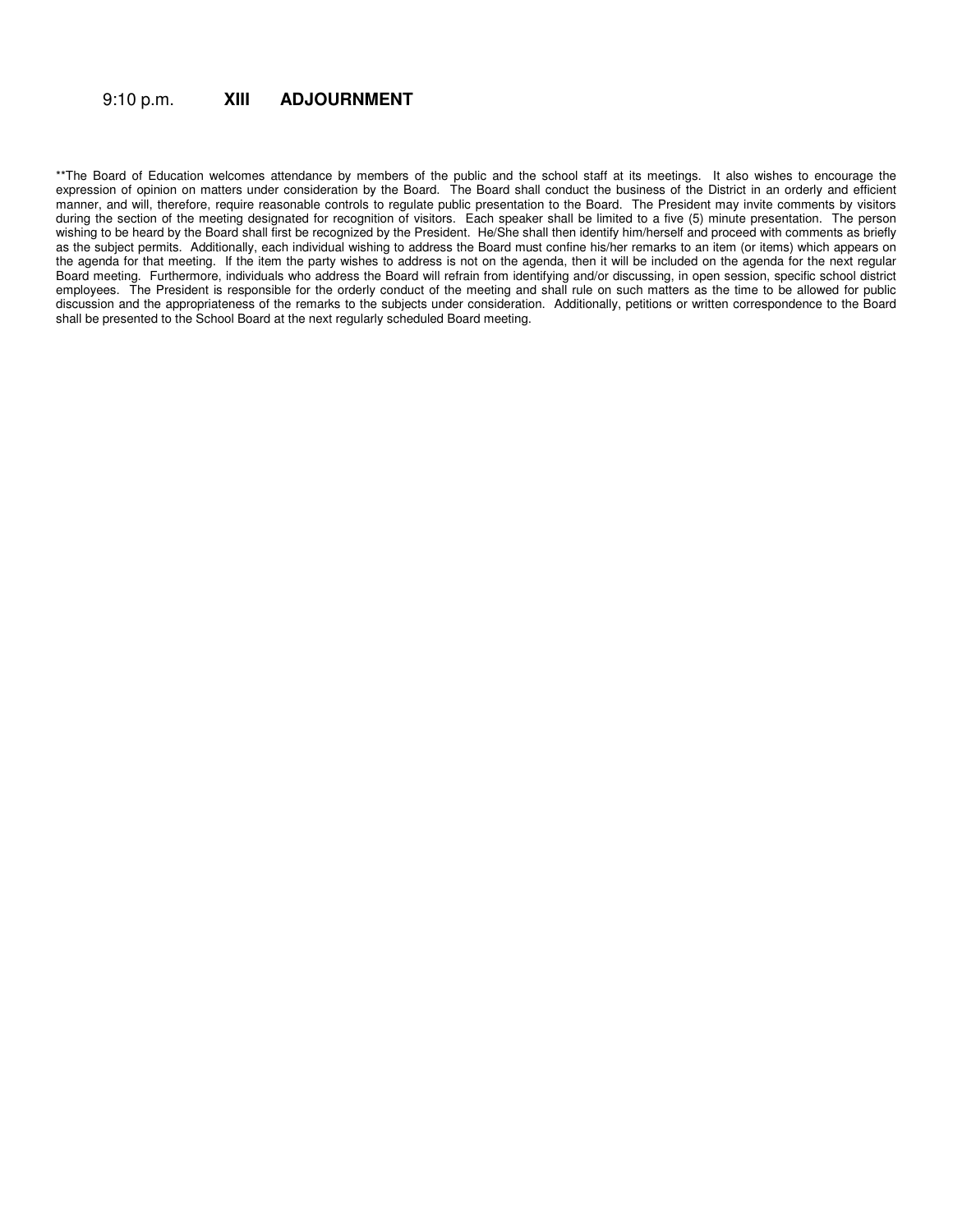9:10 p.m. **XIII ADJOURNMENT**

**The Board of Education welcomes attendance by members of the public and the school staff at its meetings. It also wishes to encourage the expression of opinion on matters under consideration by the Board. The Board shall conduct the business of the District in an orderly and efficient manner, and will, therefore, require reasonable controls to regulate public presentation to the Board. The President may invite comments by visitors during the section of the meeting designated for recognition of visitors. Each speaker shall be limited to a five (5) minute presentation. The person wishing to be heard by the Board shall first be recognized by the President. He/She shall then identify him/herself and proceed with comments as briefly as the subject permits. Additionally, each individual wishing to address the Board must confine his/her remarks to an item (or items) which appears on the agenda for that meeting. If the item the party wishes to address is not on the agenda, then it will be included on the agenda for the next regular Board meeting. Furthermore, individuals who address the Board will refrain from identifying and/or discussing, in open session, specific school district employees. The President is responsible for the orderly conduct of the meeting and shall rule on such matters as the time to be allowed for public discussion and the appropriateness of the remarks to the subjects under consideration. Additionally, petitions or written correspondence to the Board shall be presented to the School Board at the next regularly scheduled Board meeting.